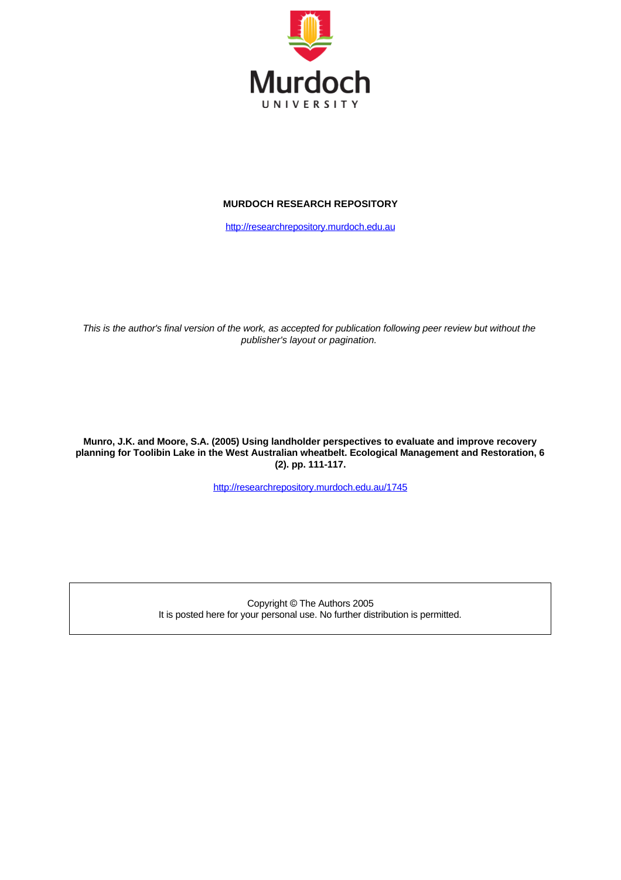Murdoch

UNIVERSITY

**MURDOCH RESEARCH REPOSITORY**

http://researchrepository.murdoch.edu.au

*This is the author's final version of the work, as accepted for publication following peer review but without the publisher's layout or pagination.*

**Munro, J.K. and Moore, S.A. (2005) Using landholder perspectives to evaluate and improve recovery planning for Toolibin Lake in the West Australian wheatbelt. Ecological Management and Restoration, 6 (2). pp. 111-117.**

http://researchrepository.murdoch.edu.au/1745

Copyright © The Authors 2005
It is posted here for your personal use. No further distribution is permitted.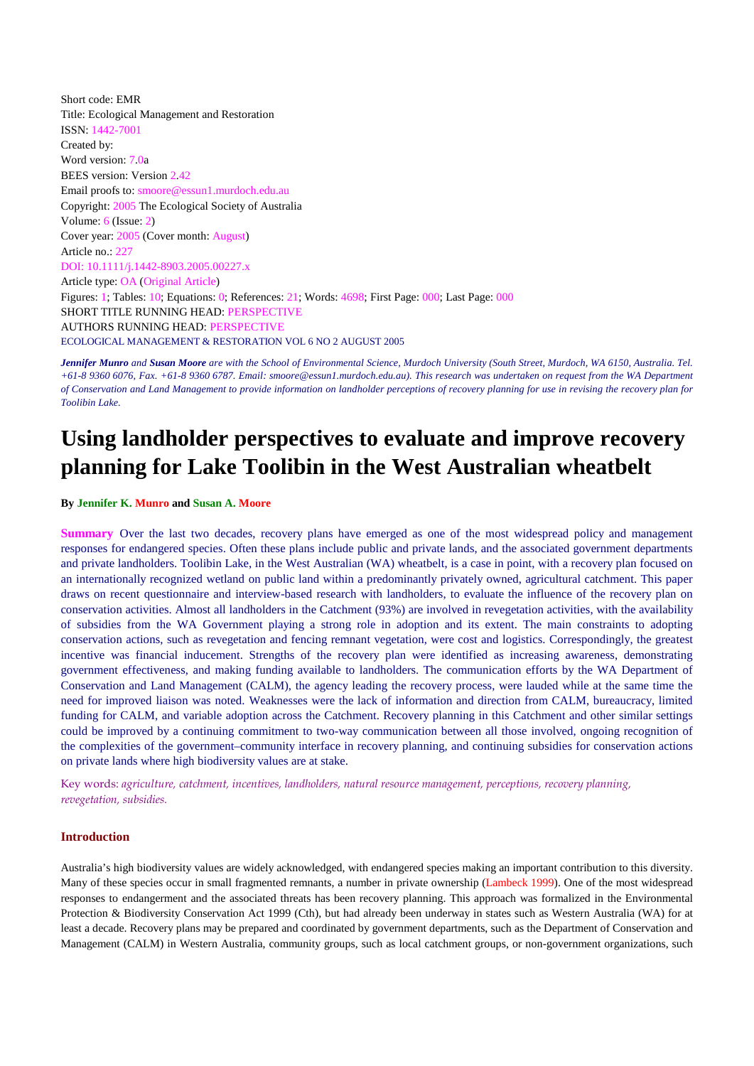Short code: EMR
Title: Ecological Management and Restoration
ISSN: 1442-7001
Created by:
Word version: 7.0a
BEES version: Version 2.42
Email proofs to: smoore@essun1.murdoch.edu.au
Copyright: 2005 The Ecological Society of Australia
Volume: 6 (Issue: 2)
Cover year: 2005 (Cover month: August)
Article no.: 227
DOI: 10.1111/j.1442-8903.2005.00227.x
Article type: OA (Original Article)
Figures: 1; Tables: 10; Equations: 0; References: 21; Words: 4698; First Page: 000; Last Page: 000
SHORT TITLE RUNNING HEAD: PERSPECTIVE
AUTHORS RUNNING HEAD: PERSPECTIVE
ECOLOGICAL MANAGEMENT & RESTORATION VOL 6 NO 2 AUGUST 2005

***Jennifer Munro** and **Susan Moore** are with the School of Environmental Science, Murdoch University (South Street, Murdoch, WA 6150, Australia. Tel. +61-8 9360 6076, Fax. +61-8 9360 6787. Email: smoore@essun1.murdoch.edu.au). This research was undertaken on request from the WA Department of Conservation and Land Management to provide information on landholder perceptions of recovery planning for use in revising the recovery plan for Toolibin Lake.*

# Using landholder perspectives to evaluate and improve recovery planning for Lake Toolibin in the West Australian wheatbelt

**By Jennifer K. Munro and Susan A. Moore**

**Summary** Over the last two decades, recovery plans have emerged as one of the most widespread policy and management responses for endangered species. Often these plans include public and private lands, and the associated government departments and private landholders. Toolibin Lake, in the West Australian (WA) wheatbelt, is a case in point, with a recovery plan focused on an internationally recognized wetland on public land within a predominantly privately owned, agricultural catchment. This paper draws on recent questionnaire and interview-based research with landholders, to evaluate the influence of the recovery plan on conservation activities. Almost all landholders in the Catchment (93%) are involved in revegetation activities, with the availability of subsidies from the WA Government playing a strong role in adoption and its extent. The main constraints to adopting conservation actions, such as revegetation and fencing remnant vegetation, were cost and logistics. Correspondingly, the greatest incentive was financial inducement. Strengths of the recovery plan were identified as increasing awareness, demonstrating government effectiveness, and making funding available to landholders. The communication efforts by the WA Department of Conservation and Land Management (CALM), the agency leading the recovery process, were lauded while at the same time the need for improved liaison was noted. Weaknesses were the lack of information and direction from CALM, bureaucracy, limited funding for CALM, and variable adoption across the Catchment. Recovery planning in this Catchment and other similar settings could be improved by a continuing commitment to two-way communication between all those involved, ongoing recognition of the complexities of the government–community interface in recovery planning, and continuing subsidies for conservation actions on private lands where high biodiversity values are at stake.

Key words: *agriculture, catchment, incentives, landholders, natural resource management, perceptions, recovery planning, revegetation, subsidies.*

## Introduction

Australia's high biodiversity values are widely acknowledged, with endangered species making an important contribution to this diversity. Many of these species occur in small fragmented remnants, a number in private ownership (Lambeck 1999). One of the most widespread responses to endangerment and the associated threats has been recovery planning. This approach was formalized in the Environmental Protection & Biodiversity Conservation Act 1999 (Cth), but had already been underway in states such as Western Australia (WA) for at least a decade. Recovery plans may be prepared and coordinated by government departments, such as the Department of Conservation and Management (CALM) in Western Australia, community groups, such as local catchment groups, or non-government organizations, such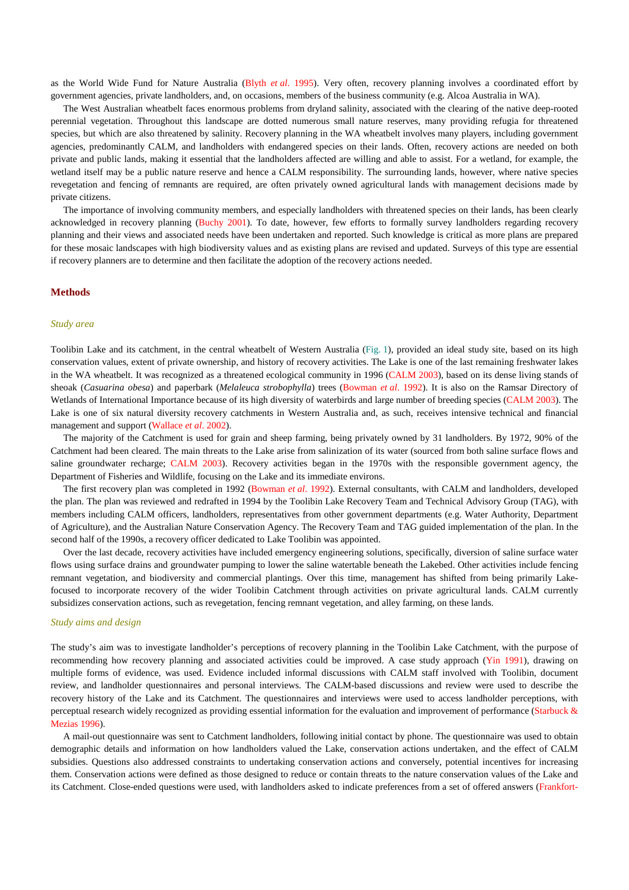as the World Wide Fund for Nature Australia (Blyth *et al*. 1995). Very often, recovery planning involves a coordinated effort by government agencies, private landholders, and, on occasions, members of the business community (e.g. Alcoa Australia in WA).

The West Australian wheatbelt faces enormous problems from dryland salinity, associated with the clearing of the native deep-rooted perennial vegetation. Throughout this landscape are dotted numerous small nature reserves, many providing refugia for threatened species, but which are also threatened by salinity. Recovery planning in the WA wheatbelt involves many players, including government agencies, predominantly CALM, and landholders with endangered species on their lands. Often, recovery actions are needed on both private and public lands, making it essential that the landholders affected are willing and able to assist. For a wetland, for example, the wetland itself may be a public nature reserve and hence a CALM responsibility. The surrounding lands, however, where native species revegetation and fencing of remnants are required, are often privately owned agricultural lands with management decisions made by private citizens.

The importance of involving community members, and especially landholders with threatened species on their lands, has been clearly acknowledged in recovery planning (Buchy 2001). To date, however, few efforts to formally survey landholders regarding recovery planning and their views and associated needs have been undertaken and reported. Such knowledge is critical as more plans are prepared for these mosaic landscapes with high biodiversity values and as existing plans are revised and updated. Surveys of this type are essential if recovery planners are to determine and then facilitate the adoption of the recovery actions needed.

## Methods

### *Study area*

Toolibin Lake and its catchment, in the central wheatbelt of Western Australia (Fig. 1), provided an ideal study site, based on its high conservation values, extent of private ownership, and history of recovery activities. The Lake is one of the last remaining freshwater lakes in the WA wheatbelt. It was recognized as a threatened ecological community in 1996 (CALM 2003), based on its dense living stands of sheoak (*Casuarina obesa*) and paperbark (*Melaleuca strobophylla*) trees (Bowman *et al*. 1992). It is also on the Ramsar Directory of Wetlands of International Importance because of its high diversity of waterbirds and large number of breeding species (CALM 2003). The Lake is one of six natural diversity recovery catchments in Western Australia and, as such, receives intensive technical and financial management and support (Wallace *et al*. 2002).

The majority of the Catchment is used for grain and sheep farming, being privately owned by 31 landholders. By 1972, 90% of the Catchment had been cleared. The main threats to the Lake arise from salinization of its water (sourced from both saline surface flows and saline groundwater recharge; CALM 2003). Recovery activities began in the 1970s with the responsible government agency, the Department of Fisheries and Wildlife, focusing on the Lake and its immediate environs.

The first recovery plan was completed in 1992 (Bowman *et al*. 1992). External consultants, with CALM and landholders, developed the plan. The plan was reviewed and redrafted in 1994 by the Toolibin Lake Recovery Team and Technical Advisory Group (TAG), with members including CALM officers, landholders, representatives from other government departments (e.g. Water Authority, Department of Agriculture), and the Australian Nature Conservation Agency. The Recovery Team and TAG guided implementation of the plan. In the second half of the 1990s, a recovery officer dedicated to Lake Toolibin was appointed.

Over the last decade, recovery activities have included emergency engineering solutions, specifically, diversion of saline surface water flows using surface drains and groundwater pumping to lower the saline watertable beneath the Lakebed. Other activities include fencing remnant vegetation, and biodiversity and commercial plantings. Over this time, management has shifted from being primarily Lake-focused to incorporate recovery of the wider Toolibin Catchment through activities on private agricultural lands. CALM currently subsidizes conservation actions, such as revegetation, fencing remnant vegetation, and alley farming, on these lands.

### *Study aims and design*

The study's aim was to investigate landholder's perceptions of recovery planning in the Toolibin Lake Catchment, with the purpose of recommending how recovery planning and associated activities could be improved. A case study approach (Yin 1991), drawing on multiple forms of evidence, was used. Evidence included informal discussions with CALM staff involved with Toolibin, document review, and landholder questionnaires and personal interviews. The CALM-based discussions and review were used to describe the recovery history of the Lake and its Catchment. The questionnaires and interviews were used to access landholder perceptions, with perceptual research widely recognized as providing essential information for the evaluation and improvement of performance (Starbuck & Mezias 1996).

A mail-out questionnaire was sent to Catchment landholders, following initial contact by phone. The questionnaire was used to obtain demographic details and information on how landholders valued the Lake, conservation actions undertaken, and the effect of CALM subsidies. Questions also addressed constraints to undertaking conservation actions and conversely, potential incentives for increasing them. Conservation actions were defined as those designed to reduce or contain threats to the nature conservation values of the Lake and its Catchment. Close-ended questions were used, with landholders asked to indicate preferences from a set of offered answers (Frankfort-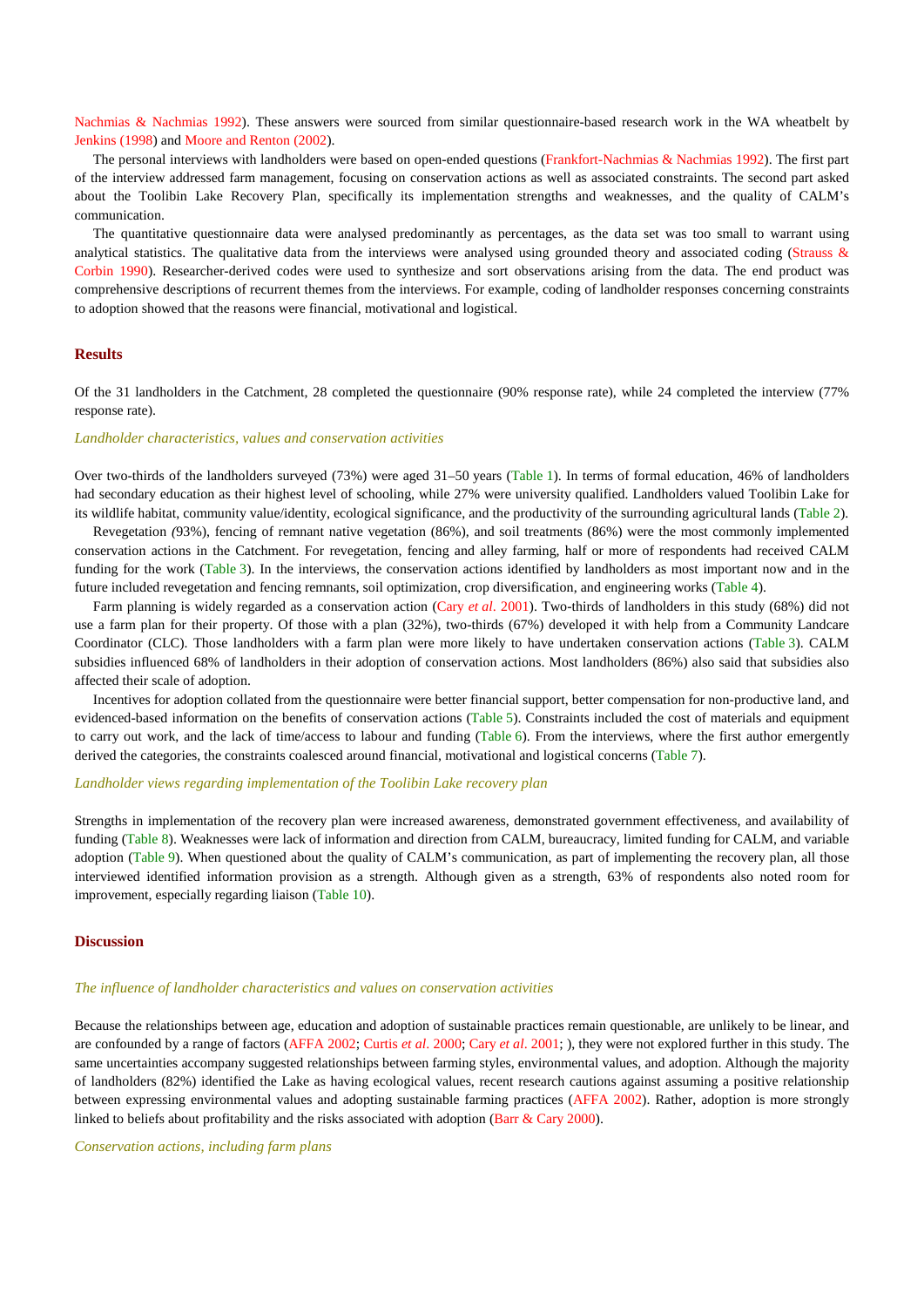Nachmias & Nachmias 1992). These answers were sourced from similar questionnaire-based research work in the WA wheatbelt by Jenkins (1998) and Moore and Renton (2002).

The personal interviews with landholders were based on open-ended questions (Frankfort-Nachmias & Nachmias 1992). The first part of the interview addressed farm management, focusing on conservation actions as well as associated constraints. The second part asked about the Toolibin Lake Recovery Plan, specifically its implementation strengths and weaknesses, and the quality of CALM's communication.

The quantitative questionnaire data were analysed predominantly as percentages, as the data set was too small to warrant using analytical statistics. The qualitative data from the interviews were analysed using grounded theory and associated coding (Strauss & Corbin 1990). Researcher-derived codes were used to synthesize and sort observations arising from the data. The end product was comprehensive descriptions of recurrent themes from the interviews. For example, coding of landholder responses concerning constraints to adoption showed that the reasons were financial, motivational and logistical.

## Results

Of the 31 landholders in the Catchment, 28 completed the questionnaire (90% response rate), while 24 completed the interview (77% response rate).

### *Landholder characteristics, values and conservation activities*

Over two-thirds of the landholders surveyed (73%) were aged 31–50 years (Table 1). In terms of formal education, 46% of landholders had secondary education as their highest level of schooling, while 27% were university qualified. Landholders valued Toolibin Lake for its wildlife habitat, community value/identity, ecological significance, and the productivity of the surrounding agricultural lands (Table 2).

Revegetation (93%), fencing of remnant native vegetation (86%), and soil treatments (86%) were the most commonly implemented conservation actions in the Catchment. For revegetation, fencing and alley farming, half or more of respondents had received CALM funding for the work (Table 3). In the interviews, the conservation actions identified by landholders as most important now and in the future included revegetation and fencing remnants, soil optimization, crop diversification, and engineering works (Table 4).

Farm planning is widely regarded as a conservation action (Cary *et al.* 2001). Two-thirds of landholders in this study (68%) did not use a farm plan for their property. Of those with a plan (32%), two-thirds (67%) developed it with help from a Community Landcare Coordinator (CLC). Those landholders with a farm plan were more likely to have undertaken conservation actions (Table 3). CALM subsidies influenced 68% of landholders in their adoption of conservation actions. Most landholders (86%) also said that subsidies also affected their scale of adoption.

Incentives for adoption collated from the questionnaire were better financial support, better compensation for non-productive land, and evidenced-based information on the benefits of conservation actions (Table 5). Constraints included the cost of materials and equipment to carry out work, and the lack of time/access to labour and funding (Table 6). From the interviews, where the first author emergently derived the categories, the constraints coalesced around financial, motivational and logistical concerns (Table 7).

### *Landholder views regarding implementation of the Toolibin Lake recovery plan*

Strengths in implementation of the recovery plan were increased awareness, demonstrated government effectiveness, and availability of funding (Table 8). Weaknesses were lack of information and direction from CALM, bureaucracy, limited funding for CALM, and variable adoption (Table 9). When questioned about the quality of CALM's communication, as part of implementing the recovery plan, all those interviewed identified information provision as a strength. Although given as a strength, 63% of respondents also noted room for improvement, especially regarding liaison (Table 10).

## Discussion

### *The influence of landholder characteristics and values on conservation activities*

Because the relationships between age, education and adoption of sustainable practices remain questionable, are unlikely to be linear, and are confounded by a range of factors (AFFA 2002; Curtis *et al.* 2000; Cary *et al.* 2001; ), they were not explored further in this study. The same uncertainties accompany suggested relationships between farming styles, environmental values, and adoption. Although the majority of landholders (82%) identified the Lake as having ecological values, recent research cautions against assuming a positive relationship between expressing environmental values and adopting sustainable farming practices (AFFA 2002). Rather, adoption is more strongly linked to beliefs about profitability and the risks associated with adoption (Barr & Cary 2000).

### *Conservation actions, including farm plans*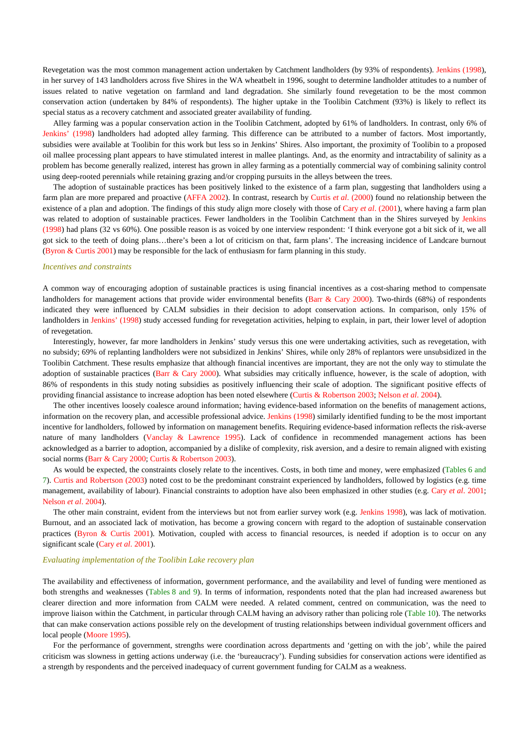Revegetation was the most common management action undertaken by Catchment landholders (by 93% of respondents). Jenkins (1998), in her survey of 143 landholders across five Shires in the WA wheatbelt in 1996, sought to determine landholder attitudes to a number of issues related to native vegetation on farmland and land degradation. She similarly found revegetation to be the most common conservation action (undertaken by 84% of respondents). The higher uptake in the Toolibin Catchment (93%) is likely to reflect its special status as a recovery catchment and associated greater availability of funding.

Alley farming was a popular conservation action in the Toolibin Catchment, adopted by 61% of landholders. In contrast, only 6% of Jenkins' (1998) landholders had adopted alley farming. This difference can be attributed to a number of factors. Most importantly, subsidies were available at Toolibin for this work but less so in Jenkins' Shires. Also important, the proximity of Toolibin to a proposed oil mallee processing plant appears to have stimulated interest in mallee plantings. And, as the enormity and intractability of salinity as a problem has become generally realized, interest has grown in alley farming as a potentially commercial way of combining salinity control using deep-rooted perennials while retaining grazing and/or cropping pursuits in the alleys between the trees.

The adoption of sustainable practices has been positively linked to the existence of a farm plan, suggesting that landholders using a farm plan are more prepared and proactive (AFFA 2002). In contrast, research by Curtis *et al*. (2000) found no relationship between the existence of a plan and adoption. The findings of this study align more closely with those of Cary *et al*. (2001), where having a farm plan was related to adoption of sustainable practices. Fewer landholders in the Toolibin Catchment than in the Shires surveyed by Jenkins (1998) had plans (32 vs 60%). One possible reason is as voiced by one interview respondent: 'I think everyone got a bit sick of it, we all got sick to the teeth of doing plans…there's been a lot of criticism on that, farm plans'. The increasing incidence of Landcare burnout (Byron & Curtis 2001) may be responsible for the lack of enthusiasm for farm planning in this study.

### *Incentives and constraints*

A common way of encouraging adoption of sustainable practices is using financial incentives as a cost-sharing method to compensate landholders for management actions that provide wider environmental benefits (Barr & Cary 2000). Two-thirds (68%) of respondents indicated they were influenced by CALM subsidies in their decision to adopt conservation actions. In comparison, only 15% of landholders in Jenkins' (1998) study accessed funding for revegetation activities, helping to explain, in part, their lower level of adoption of revegetation.

Interestingly, however, far more landholders in Jenkins' study versus this one were undertaking activities, such as revegetation, with no subsidy; 69% of replanting landholders were not subsidized in Jenkins' Shires, while only 28% of replantors were unsubsidized in the Toolibin Catchment. These results emphasize that although financial incentives are important, they are not the only way to stimulate the adoption of sustainable practices (Barr & Cary 2000). What subsidies may critically influence, however, is the scale of adoption, with 86% of respondents in this study noting subsidies as positively influencing their scale of adoption. The significant positive effects of providing financial assistance to increase adoption has been noted elsewhere (Curtis & Robertson 2003; Nelson *et al*. 2004).

The other incentives loosely coalesce around information; having evidence-based information on the benefits of management actions, information on the recovery plan, and accessible professional advice. Jenkins (1998) similarly identified funding to be the most important incentive for landholders, followed by information on management benefits. Requiring evidence-based information reflects the risk-averse nature of many landholders (Vanclay & Lawrence 1995). Lack of confidence in recommended management actions has been acknowledged as a barrier to adoption, accompanied by a dislike of complexity, risk aversion, and a desire to remain aligned with existing social norms (Barr & Cary 2000; Curtis & Robertson 2003).

As would be expected, the constraints closely relate to the incentives. Costs, in both time and money, were emphasized (Tables 6 and 7). Curtis and Robertson (2003) noted cost to be the predominant constraint experienced by landholders, followed by logistics (e.g. time management, availability of labour). Financial constraints to adoption have also been emphasized in other studies (e.g. Cary *et al*. 2001; Nelson *et al*. 2004).

The other main constraint, evident from the interviews but not from earlier survey work (e.g. Jenkins 1998), was lack of motivation. Burnout, and an associated lack of motivation, has become a growing concern with regard to the adoption of sustainable conservation practices (Byron & Curtis 2001). Motivation, coupled with access to financial resources, is needed if adoption is to occur on any significant scale (Cary *et al*. 2001).

### *Evaluating implementation of the Toolibin Lake recovery plan*

The availability and effectiveness of information, government performance, and the availability and level of funding were mentioned as both strengths and weaknesses (Tables 8 and 9). In terms of information, respondents noted that the plan had increased awareness but clearer direction and more information from CALM were needed. A related comment, centred on communication, was the need to improve liaison within the Catchment, in particular through CALM having an advisory rather than policing role (Table 10). The networks that can make conservation actions possible rely on the development of trusting relationships between individual government officers and local people (Moore 1995).

For the performance of government, strengths were coordination across departments and 'getting on with the job', while the paired criticism was slowness in getting actions underway (i.e. the 'bureaucracy'). Funding subsidies for conservation actions were identified as a strength by respondents and the perceived inadequacy of current government funding for CALM as a weakness.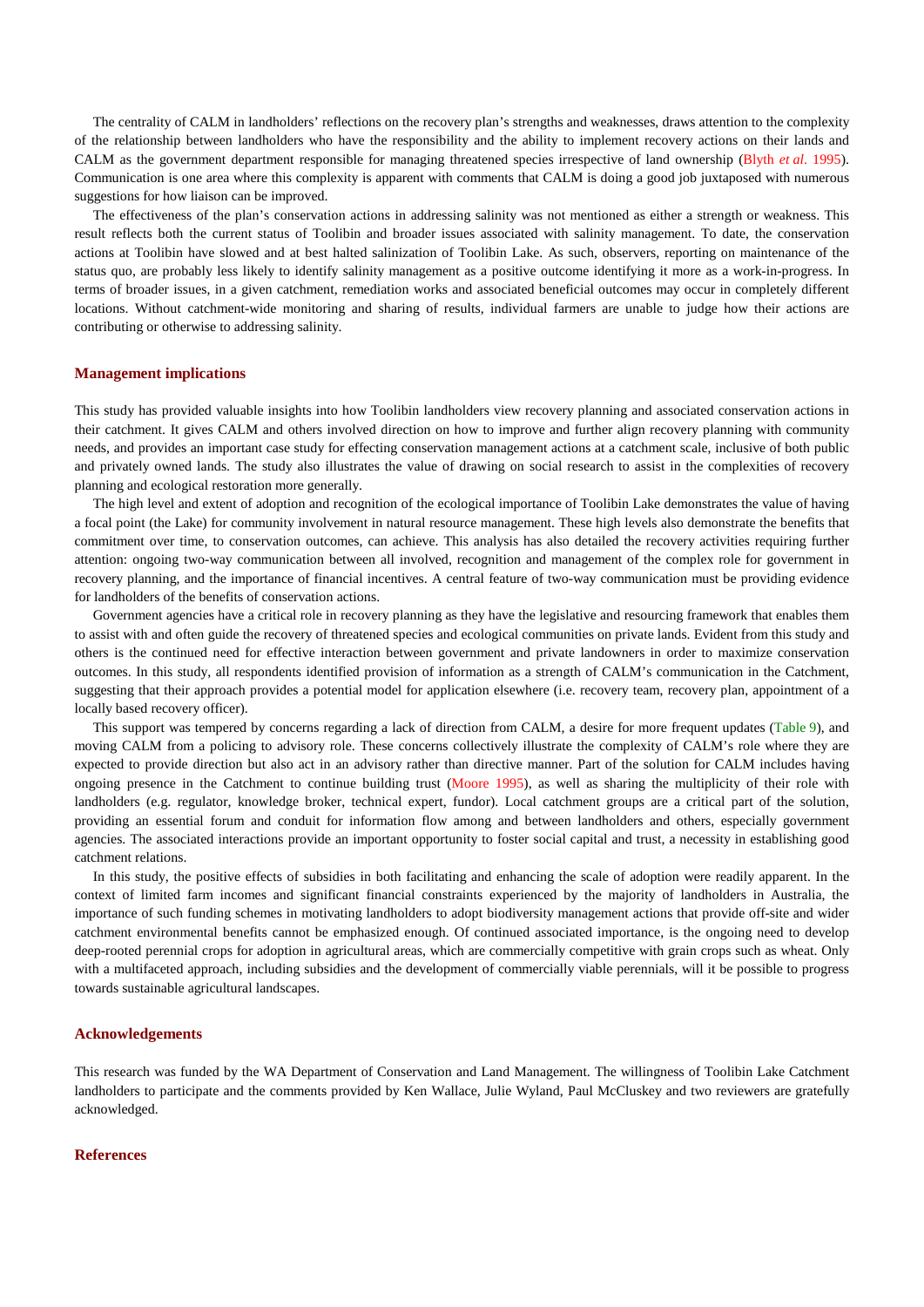The centrality of CALM in landholders' reflections on the recovery plan's strengths and weaknesses, draws attention to the complexity of the relationship between landholders who have the responsibility and the ability to implement recovery actions on their lands and CALM as the government department responsible for managing threatened species irrespective of land ownership (Blyth *et al*. 1995). Communication is one area where this complexity is apparent with comments that CALM is doing a good job juxtaposed with numerous suggestions for how liaison can be improved.

The effectiveness of the plan's conservation actions in addressing salinity was not mentioned as either a strength or weakness. This result reflects both the current status of Toolibin and broader issues associated with salinity management. To date, the conservation actions at Toolibin have slowed and at best halted salinization of Toolibin Lake. As such, observers, reporting on maintenance of the status quo, are probably less likely to identify salinity management as a positive outcome identifying it more as a work-in-progress. In terms of broader issues, in a given catchment, remediation works and associated beneficial outcomes may occur in completely different locations. Without catchment-wide monitoring and sharing of results, individual farmers are unable to judge how their actions are contributing or otherwise to addressing salinity.

## Management implications

This study has provided valuable insights into how Toolibin landholders view recovery planning and associated conservation actions in their catchment. It gives CALM and others involved direction on how to improve and further align recovery planning with community needs, and provides an important case study for effecting conservation management actions at a catchment scale, inclusive of both public and privately owned lands. The study also illustrates the value of drawing on social research to assist in the complexities of recovery planning and ecological restoration more generally.

The high level and extent of adoption and recognition of the ecological importance of Toolibin Lake demonstrates the value of having a focal point (the Lake) for community involvement in natural resource management. These high levels also demonstrate the benefits that commitment over time, to conservation outcomes, can achieve. This analysis has also detailed the recovery activities requiring further attention: ongoing two-way communication between all involved, recognition and management of the complex role for government in recovery planning, and the importance of financial incentives. A central feature of two-way communication must be providing evidence for landholders of the benefits of conservation actions.

Government agencies have a critical role in recovery planning as they have the legislative and resourcing framework that enables them to assist with and often guide the recovery of threatened species and ecological communities on private lands. Evident from this study and others is the continued need for effective interaction between government and private landowners in order to maximize conservation outcomes. In this study, all respondents identified provision of information as a strength of CALM's communication in the Catchment, suggesting that their approach provides a potential model for application elsewhere (i.e. recovery team, recovery plan, appointment of a locally based recovery officer).

This support was tempered by concerns regarding a lack of direction from CALM, a desire for more frequent updates (Table 9), and moving CALM from a policing to advisory role. These concerns collectively illustrate the complexity of CALM's role where they are expected to provide direction but also act in an advisory rather than directive manner. Part of the solution for CALM includes having ongoing presence in the Catchment to continue building trust (Moore 1995), as well as sharing the multiplicity of their role with landholders (e.g. regulator, knowledge broker, technical expert, fundor). Local catchment groups are a critical part of the solution, providing an essential forum and conduit for information flow among and between landholders and others, especially government agencies. The associated interactions provide an important opportunity to foster social capital and trust, a necessity in establishing good catchment relations.

In this study, the positive effects of subsidies in both facilitating and enhancing the scale of adoption were readily apparent. In the context of limited farm incomes and significant financial constraints experienced by the majority of landholders in Australia, the importance of such funding schemes in motivating landholders to adopt biodiversity management actions that provide off-site and wider catchment environmental benefits cannot be emphasized enough. Of continued associated importance, is the ongoing need to develop deep-rooted perennial crops for adoption in agricultural areas, which are commercially competitive with grain crops such as wheat. Only with a multifaceted approach, including subsidies and the development of commercially viable perennials, will it be possible to progress towards sustainable agricultural landscapes.

## Acknowledgements

This research was funded by the WA Department of Conservation and Land Management. The willingness of Toolibin Lake Catchment landholders to participate and the comments provided by Ken Wallace, Julie Wyland, Paul McCluskey and two reviewers are gratefully acknowledged.

## References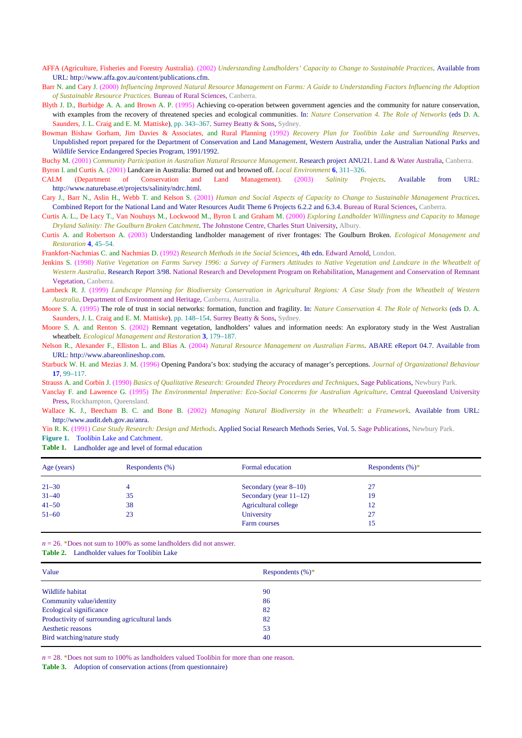AFFA (Agriculture, Fisheries and Forestry Australia). (2002) *Understanding Landholders' Capacity to Change to Sustainable Practices*. Available from URL: http://www.affa.gov.au/content/publications.cfm.

Barr N. and Cary J. (2000) *Influencing Improved Natural Resource Management on Farms: A Guide to Understanding Factors Influencing the Adoption of Sustainable Resource Practices.* Bureau of Rural Sciences, Canberra.

Blyth J. D., Burbidge A. A. and Brown A. P. (1995) Achieving co-operation between government agencies and the community for nature conservation, with examples from the recovery of threatened species and ecological communities. In: *Nature Conservation 4. The Role of Networks* (eds D. A. Saunders, J. L. Craig and E. M. Mattiske), pp. 343–367. Surrey Beatty & Sons, Sydney.

Bowman Bishaw Gorham, Jim Davies & Associates, and Rural Planning (1992) *Recovery Plan for Toolibin Lake and Surrounding Reserves*. Unpublished report prepared for the Department of Conservation and Land Management, Western Australia, under the Australian National Parks and Wildlife Service Endangered Species Program, 1991/1992.

Buchy M. (2001) *Community Participation in Australian Natural Resource Management*. Research project ANU21. Land & Water Australia, Canberra.

Byron I. and Curtis A. (2001) Landcare in Australia: Burned out and browned off. *Local Environment* **6**, 311–326.

CALM (Department of Conservation and Land Management). (2003) *Salinity Projects*. Available from URL: http://www.naturebase.et/projects/salinity/ndrc.html.

Cary J., Barr N., Aslin H., Webb T. and Kelson S. (2001) *Human and Social Aspects of Capacity to Change to Sustainable Management Practices*. Combined Report for the National Land and Water Resources Audit Theme 6 Projects 6.2.2 and 6.3.4. Bureau of Rural Sciences, Canberra.

Curtis A. L., De Lacy T., Van Nouhuys M., Lockwood M., Byron I. and Graham M. (2000) *Exploring Landholder Willingness and Capacity to Manage Dryland Salinity: The Goulburn Broken Catchment*. The Johnstone Centre, Charles Sturt University, Albury.

Curtis A. and Robertson A. (2003) Understanding landholder management of river frontages: The Goulburn Broken. *Ecological Management and Restoration* **4**, 45–54.

Frankfort-Nachmias C. and Nachmias D. (1992) *Research Methods in the Social Sciences*, 4th edn. Edward Arnold, London.

Jenkins S. (1998) *Native Vegetation on Farms Survey 1996: a Survey of Farmers Attitudes to Native Vegetation and Landcare in the Wheatbelt of Western Australia*. Research Report 3/98. National Research and Development Program on Rehabilitation, Management and Conservation of Remnant Vegetation, Canberra.

Lambeck R. J. (1999) *Landscape Planning for Biodiversity Conservation in Agricultural Regions: A Case Study from the Wheatbelt of Western Australia*. Department of Environment and Heritage, Canberra, Australia.

Moore S. A. (1995) The role of trust in social networks: formation, function and fragility. In: *Nature Conservation 4. The Role of Networks* (eds D. A. Saunders, J. L. Craig and E. M. Mattiske), pp. 148–154. Surrey Beatty & Sons, Sydney.

Moore S. A. and Renton S. (2002) Remnant vegetation, landholders' values and information needs: An exploratory study in the West Australian wheatbelt. *Ecological Management and Restoration* **3**, 179–187.

Nelson R., Alexander F., Elliston L. and Blias A. (2004) *Natural Resource Management on Australian Farms*. ABARE eReport 04.7. Available from URL: http://www.abareonlineshop.com.

Starbuck W. H. and Mezias J. M. (1996) Opening Pandora's box: studying the accuracy of manager's perceptions. *Journal of Organizational Behaviour* **17**, 99–117.

Strauss A. and Corbin J. (1990) *Basics of Qualitative Research: Grounded Theory Procedures and Techniques*. Sage Publications, Newbury Park.

Vanclay F. and Lawrence G. (1995) *The Environmental Imperative: Eco-Social Concerns for Australian Agriculture*. Central Queensland University Press, Rockhampton, Queensland.

Wallace K. J., Beecham B. C. and Bone B. (2002) *Managing Natural Biodiversity in the Wheatbelt: a Framework*. Available from URL: http://www.audit.deh.gov.au/anra.

Yin R. K. (1991) *Case Study Research: Design and Methods*. Applied Social Research Methods Series, Vol. 5. Sage Publications, Newbury Park.

**Figure 1.** Toolibin Lake and Catchment.

**Table 1.** Landholder age and level of formal education

| Age (years) | Respondents (%) | Formal education | Respondents (%)* |
|---|---|---|---|
| 21–30 | 4 | Secondary (year 8–10) | 27 |
| 31–40 | 35 | Secondary (year 11–12) | 19 |
| 41–50 | 38 | Agricultural college | 12 |
| 51–60 | 23 | University | 27 |
| | | Farm courses | 15 |

*n* = 26. *Does not sum to 100% as some landholders did not answer.

**Table 2.** Landholder values for Toolibin Lake

| Value | Respondents (%)* |
|---|---|
| Wildlife habitat | 90 |
| Community value/identity | 86 |
| Ecological significance | 82 |
| Productivity of surrounding agricultural lands | 82 |
| Aesthetic reasons | 53 |
| Bird watching/nature study | 40 |

*n* = 28. *Does not sum to 100% as landholders valued Toolibin for more than one reason.

**Table 3.** Adoption of conservation actions (from questionnaire)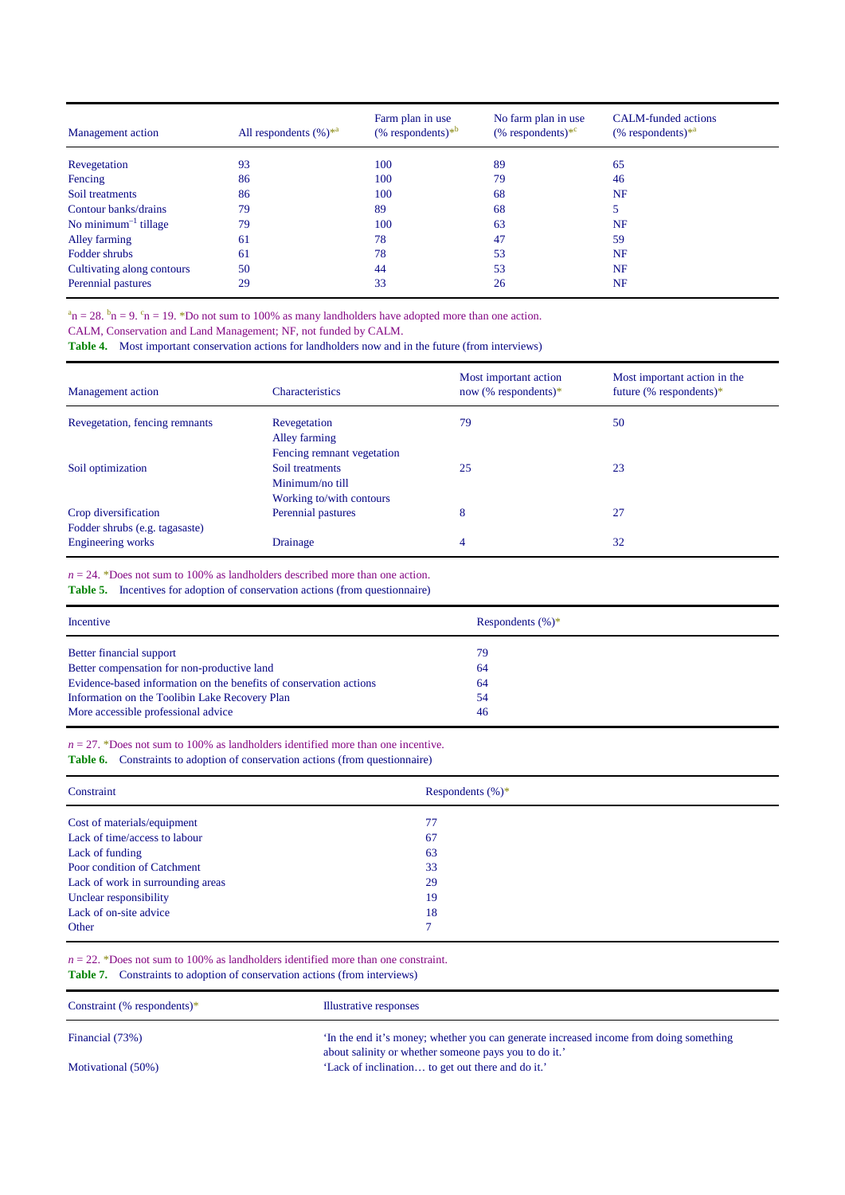| Management action | All respondents (%)*[a] | Farm plan in use (% respondents)*[b] | No farm plan in use (% respondents)*[c] | CALM-funded actions (% respondents)*[a] |
|---|---|---|---|---|
| Revegetation | 93 | 100 | 89 | 65 |
| Fencing | 86 | 100 | 79 | 46 |
| Soil treatments | 86 | 100 | 68 | NF |
| Contour banks/drains | 79 | 89 | 68 | 5 |
| No minimum$^{-1}$ tillage | 79 | 100 | 63 | NF |
| Alley farming | 61 | 78 | 47 | 59 |
| Fodder shrubs | 61 | 78 | 53 | NF |
| Cultivating along contours | 50 | 44 | 53 | NF |
| Perennial pastures | 29 | 33 | 26 | NF |

[a]n = 28. [b]n = 9. [c]n = 19. *Do not sum to 100% as many landholders have adopted more than one action.
CALM, Conservation and Land Management; NF, not funded by CALM.

**Table 4.** Most important conservation actions for landholders now and in the future (from interviews)

| Management action | Characteristics | Most important action now (% respondents)* | Most important action in the future (% respondents)* |
|---|---|---|---|
| Revegetation, fencing remnants | Revegetation<br>Alley farming<br>Fencing remnant vegetation | 79 | 50 |
| Soil optimization | Soil treatments<br>Minimum/no till<br>Working to/with contours | 25 | 23 |
| Crop diversification<br>Fodder shrubs (e.g. tagasaste) | Perennial pastures | 8 | 27 |
| Engineering works | Drainage | 4 | 32 |

*n* = 24. *Does not sum to 100% as landholders described more than one action.

**Table 5.** Incentives for adoption of conservation actions (from questionnaire)

| Incentive | Respondents (%)* |
|---|---|
| Better financial support | 79 |
| Better compensation for non-productive land | 64 |
| Evidence-based information on the benefits of conservation actions | 64 |
| Information on the Toolibin Lake Recovery Plan | 54 |
| More accessible professional advice | 46 |

*n* = 27. *Does not sum to 100% as landholders identified more than one incentive.

**Table 6.** Constraints to adoption of conservation actions (from questionnaire)

| Constraint | Respondents (%)* |
|---|---|
| Cost of materials/equipment | 77 |
| Lack of time/access to labour | 67 |
| Lack of funding | 63 |
| Poor condition of Catchment | 33 |
| Lack of work in surrounding areas | 29 |
| Unclear responsibility | 19 |
| Lack of on-site advice | 18 |
| Other | 7 |

*n* = 22. *Does not sum to 100% as landholders identified more than one constraint.

**Table 7.** Constraints to adoption of conservation actions (from interviews)

| Constraint (% respondents)* | Illustrative responses |
|---|---|
| Financial (73%) | 'In the end it's money; whether you can generate increased income from doing something about salinity or whether someone pays you to do it.' |
| Motivational (50%) | 'Lack of inclination… to get out there and do it.' |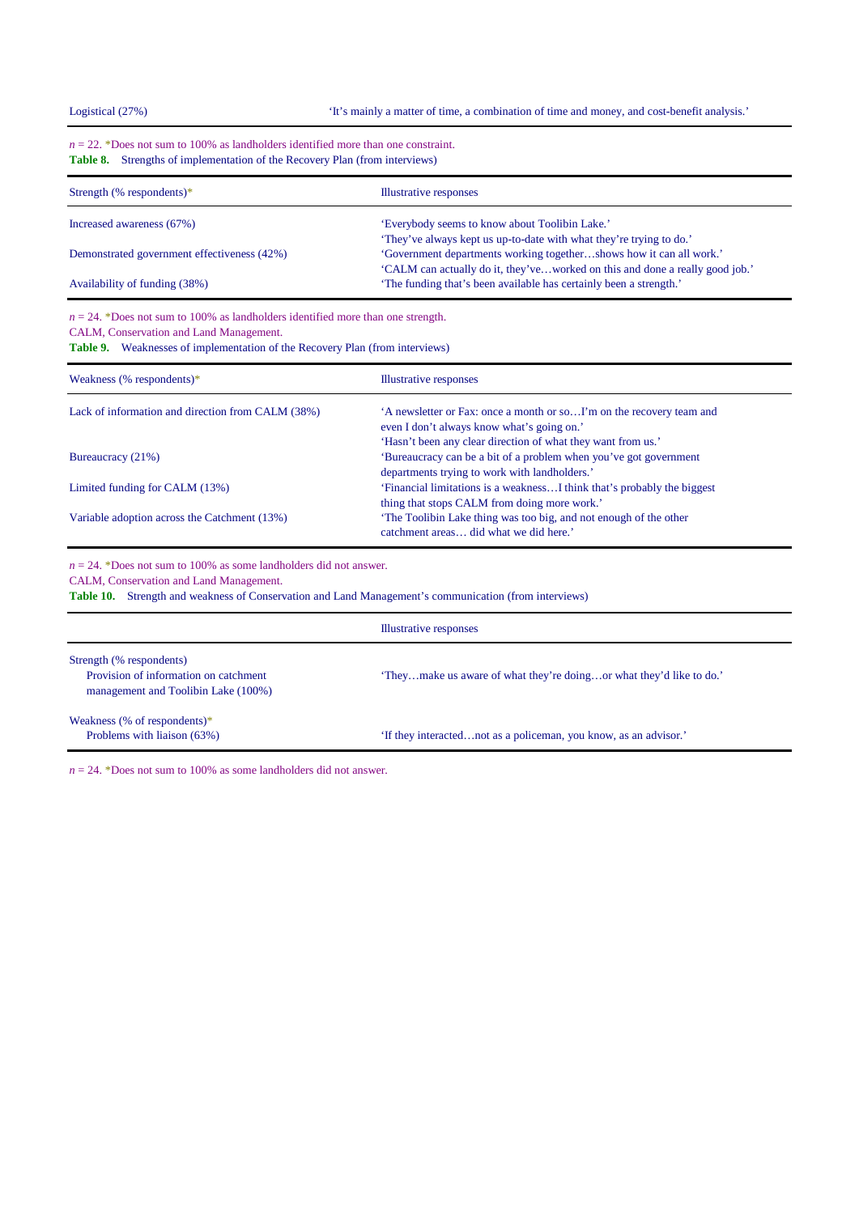| | |
|---|---|
| Logistical (27%) | 'It's mainly a matter of time, a combination of time and money, and cost-benefit analysis.' |

$n$ = 22. *Does not sum to 100% as landholders identified more than one constraint.

**Table 8.** Strengths of implementation of the Recovery Plan (from interviews)

| Strength (% respondents)* | Illustrative responses |
|---|---|
| Increased awareness (67%) | 'Everybody seems to know about Toolibin Lake.' 'They've always kept us up-to-date with what they're trying to do.' |
| Demonstrated government effectiveness (42%) | 'Government departments working together…shows how it can all work.' 'CALM can actually do it, they've…worked on this and done a really good job.' |
| Availability of funding (38%) | 'The funding that's been available has certainly been a strength.' |

$n$ = 24. *Does not sum to 100% as landholders identified more than one strength.
CALM, Conservation and Land Management.

**Table 9.** Weaknesses of implementation of the Recovery Plan (from interviews)

| Weakness (% respondents)* | Illustrative responses |
|---|---|
| Lack of information and direction from CALM (38%) | 'A newsletter or Fax: once a month or so…I'm on the recovery team and even I don't always know what's going on.' 'Hasn't been any clear direction of what they want from us.' |
| Bureaucracy (21%) | 'Bureaucracy can be a bit of a problem when you've got government departments trying to work with landholders.' |
| Limited funding for CALM (13%) | 'Financial limitations is a weakness…I think that's probably the biggest thing that stops CALM from doing more work.' |
| Variable adoption across the Catchment (13%) | 'The Toolibin Lake thing was too big, and not enough of the other catchment areas… did what we did here.' |

$n$ = 24. *Does not sum to 100% as some landholders did not answer.
CALM, Conservation and Land Management.

**Table 10.** Strength and weakness of Conservation and Land Management's communication (from interviews)

| | Illustrative responses |
|---|---|
| Strength (% respondents) | |
| Provision of information on catchment management and Toolibin Lake (100%) | 'They…make us aware of what they're doing…or what they'd like to do.' |
| Weakness (% of respondents)* | |
| Problems with liaison (63%) | 'If they interacted…not as a policeman, you know, as an advisor.' |

$n$ = 24. *Does not sum to 100% as some landholders did not answer.